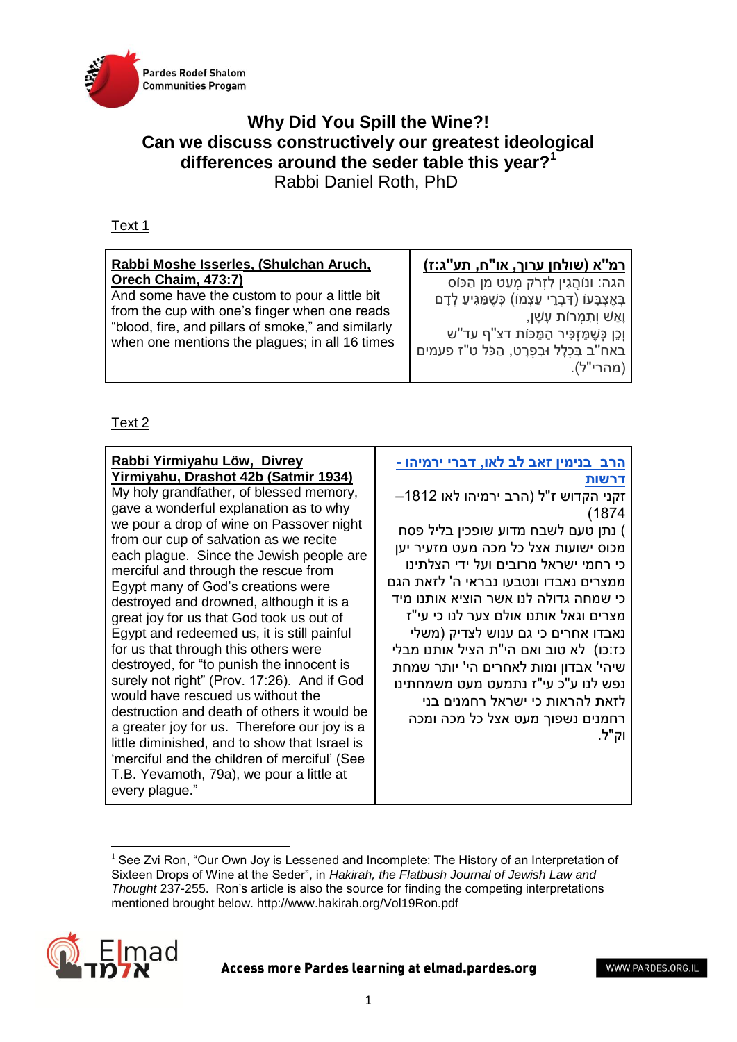Pardes Rodef Shalom Communities Progam

# Why Did You Spill the Wine?! Can we discuss constructively our greatest ideological differences around the seder table this year?[1]

Rabbi Daniel Roth, PhD

Text 1

| Rabbi Moshe Isserles, (Shulchan Aruch, Orech Chaim, 473:7) | רמ"א (שולחן ערוך, או"ח, תע"ג:ז) |
|---|---|
| And some have the custom to pour a little bit from the cup with one's finger when one reads "blood, fire, and pillars of smoke," and similarly when one mentions the plagues; in all 16 times | הגה: וְנוֹהֲגִין לִזְרֹק מְעַט מִן הַכּוֹס בְּאֶצְבָּעוֹ (דִּבְרֵי עַצְמוֹ) כְּשֶׁמַּגִּיעַ לְדָם וָאֵשׁ וְתִמְרוֹת עָשָׁן, וְכֵן כְּשֶׁמַּזְכִּיר הַמַּכּוֹת דצ"ך עד"ש באח"ב בִּכְלָל וּבִפְרָט, הַכֹּל ט"ז פעמים (מהרי"ל). |

Text 2

| Rabbi Yirmiyahu Löw, Divrey Yirmiyahu, Drashot 42b (Satmir 1934) | הרב בנימין זאב לב לאו, דברי ירמיהו - דרשות |
|---|---|
| My holy grandfather, of blessed memory, gave a wonderful explanation as to why we pour a drop of wine on Passover night from our cup of salvation as we recite each plague. Since the Jewish people are merciful and through the rescue from Egypt many of God's creations were destroyed and drowned, although it is a great joy for us that God took us out of Egypt and redeemed us, it is still painful for us that through this others were destroyed, for "to punish the innocent is surely not right" (Prov. 17:26). And if God would have rescued us without the destruction and death of others it would be a greater joy for us. Therefore our joy is a little diminished, and to show that Israel is 'merciful and the children of merciful' (See T.B. Yevamoth, 79a), we pour a little at every plague." | זקני הקדוש ז"ל (הרב ירמיהו לאו 1812–1874) נתן טעם לשבח מדוע שופכין בליל פסח מכוס ישועות אצל כל מכה מעט מזעיר יען כי רחמי ישראל מרובים ועל ידי הצלתינו ממצרים נאבדו ונטבעו נבראי ה' לזאת הגם כי שמחה גדולה לנו אשר הוציא אותנו מיד מצרים וגאל אותנו אולם צער לנו כי ע"ז נאבדו אחרים כי גם ענוש לצדיק (משלי כז:כו) לא טוב ואם הי"ת הציל אותנו מבלי שיהי' אבדון ומות לאחרים הי' יותר שמחת נפש לנו ע"כ עי"ז נתמעט מעט משמחתינו לזאת להראות כי ישראל רחמנים בני רחמנים נשפוך מעט אצל כל מכה ומכה וק"ל. |

[1] See Zvi Ron, "Our Own Joy is Lessened and Incomplete: The History of an Interpretation of Sixteen Drops of Wine at the Seder", in *Hakirah, the Flatbush Journal of Jewish Law and Thought* 237-255. Ron's article is also the source for finding the competing interpretations mentioned brought below. http://www.hakirah.org/Vol19Ron.pdf

Access more Pardes learning at elmad.pardes.org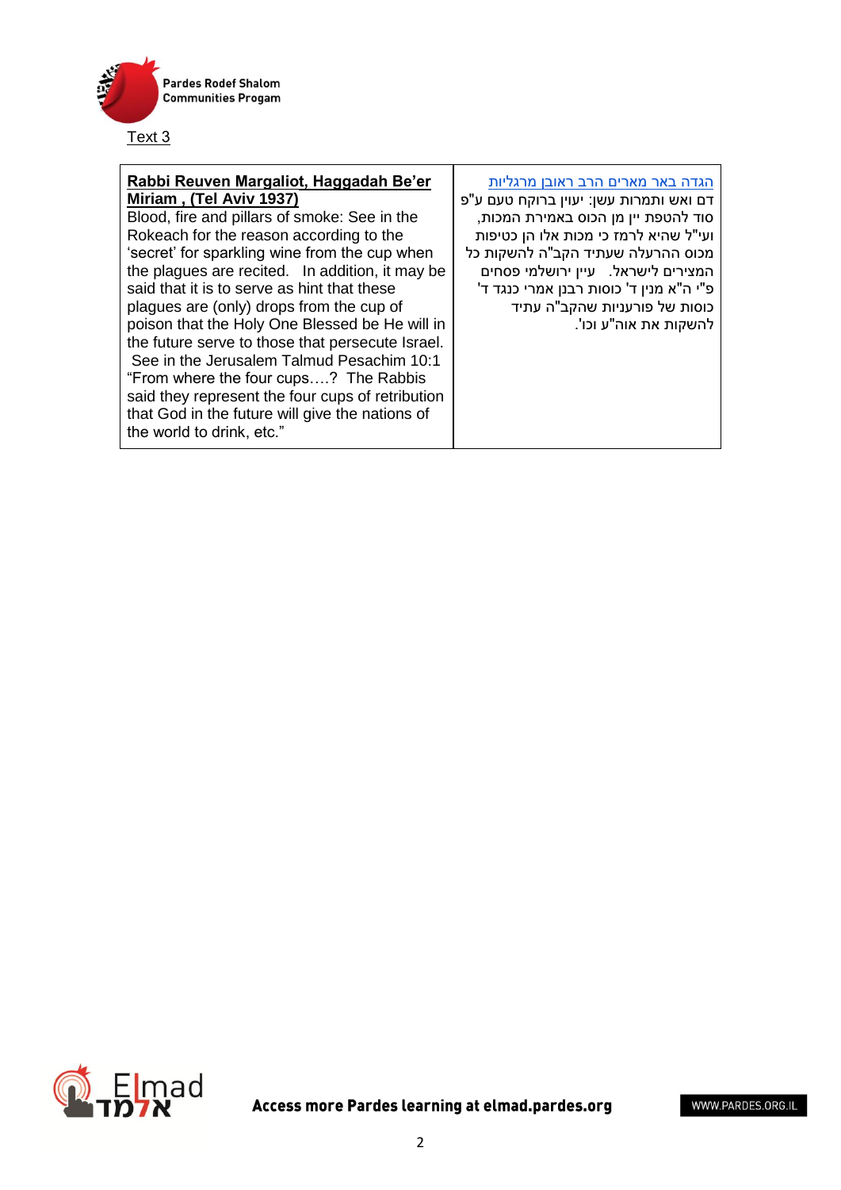Text 3

| | |
|---|---|
| **Rabbi Reuven Margaliot, Haggadah Be'er Miriam , (Tel Aviv 1937)**<br>Blood, fire and pillars of smoke: See in the Rokeach for the reason according to the 'secret' for sparkling wine from the cup when the plagues are recited. In addition, it may be said that it is to serve as hint that these plagues are (only) drops from the cup of poison that the Holy One Blessed be He will in the future serve to those that persecute Israel. See in the Jerusalem Talmud Pesachim 10:1 "From where the four cups….? The Rabbis said they represent the four cups of retribution that God in the future will give the nations of the world to drink, etc." | הגדה באר מארים הרב ראובן מרגליות<br>דם ואש ותמרות עשן: יעוין ברוקח טעם ע"פ סוד להטפת יין מן הכוס באמירת המכות, ועי"ל שהיא לרמז כי מכות אלו הן כטיפות מכוס ההרעלה שעתיד הקב"ה להשקות כל המצירים לישראל. עיין ירושלמי פסחים פ"י ה"א מנין ד' כוסות רבנן אמרי כנגד ד' כוסות של פורעניות שהקב"ה עתיד להשקות את אוה"ע וכו'. |